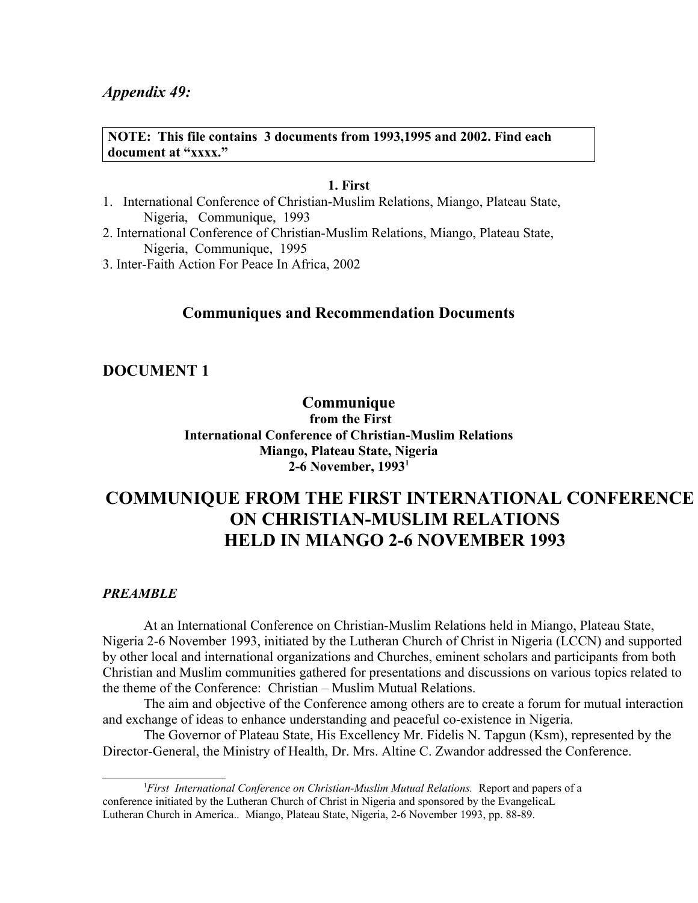*Appendix 49:*

**NOTE: This file contains 3 documents from 1993,1995 and 2002. Find each document at "xxxx."**

**1. First**

1. International Conference of Christian-Muslim Relations, Miango, Plateau State, Nigeria, Communique, 1993
2. International Conference of Christian-Muslim Relations, Miango, Plateau State, Nigeria, Communique, 1995
3. Inter-Faith Action For Peace In Africa, 2002

## Communiques and Recommendation Documents

## DOCUMENT 1

**Communique**
**from the First**
**International Conference of Christian-Muslim Relations**
**Miango, Plateau State, Nigeria**
**2-6 November, 1993[1]**

# COMMUNIQUE FROM THE FIRST INTERNATIONAL CONFERENCE ON CHRISTIAN-MUSLIM RELATIONS HELD IN MIANGO 2-6 NOVEMBER 1993

***PREAMBLE***

At an International Conference on Christian-Muslim Relations held in Miango, Plateau State, Nigeria 2-6 November 1993, initiated by the Lutheran Church of Christ in Nigeria (LCCN) and supported by other local and international organizations and Churches, eminent scholars and participants from both Christian and Muslim communities gathered for presentations and discussions on various topics related to the theme of the Conference: Christian – Muslim Mutual Relations.

The aim and objective of the Conference among others are to create a forum for mutual interaction and exchange of ideas to enhance understanding and peaceful co-existence in Nigeria.

The Governor of Plateau State, His Excellency Mr. Fidelis N. Tapgun (Ksm), represented by the Director-General, the Ministry of Health, Dr. Mrs. Altine C. Zwandor addressed the Conference.

[1]*First International Conference on Christian-Muslim Mutual Relations.* Report and papers of a conference initiated by the Lutheran Church of Christ in Nigeria and sponsored by the EvangelicaL Lutheran Church in America.. Miango, Plateau State, Nigeria, 2-6 November 1993, pp. 88-89.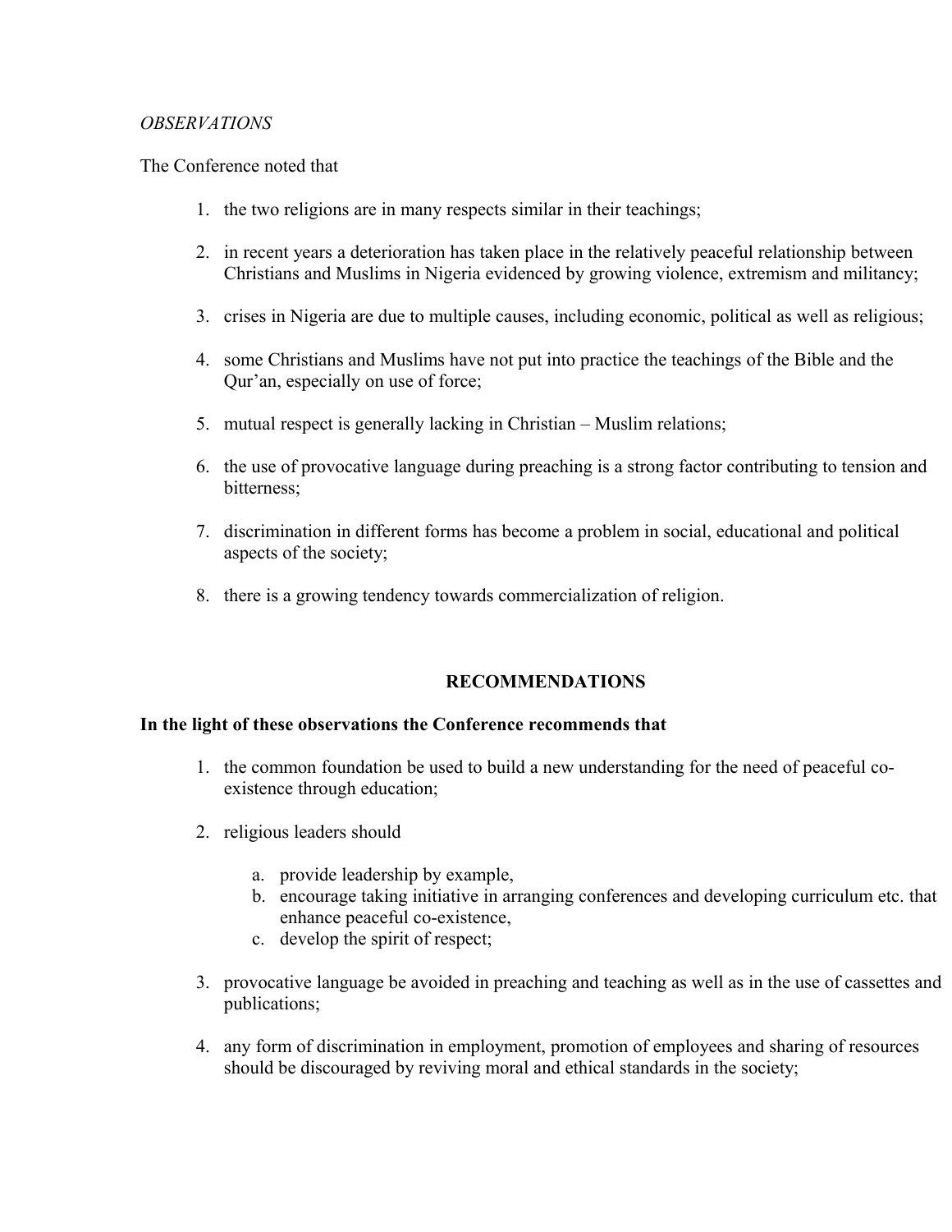*OBSERVATIONS*

The Conference noted that

1. the two religions are in many respects similar in their teachings;

2. in recent years a deterioration has taken place in the relatively peaceful relationship between Christians and Muslims in Nigeria evidenced by growing violence, extremism and militancy;

3. crises in Nigeria are due to multiple causes, including economic, political as well as religious;

4. some Christians and Muslims have not put into practice the teachings of the Bible and the Qur'an, especially on use of force;

5. mutual respect is generally lacking in Christian – Muslim relations;

6. the use of provocative language during preaching is a strong factor contributing to tension and bitterness;

7. discrimination in different forms has become a problem in social, educational and political aspects of the society;

8. there is a growing tendency towards commercialization of religion.

## RECOMMENDATIONS

**In the light of these observations the Conference recommends that**

1. the common foundation be used to build a new understanding for the need of peaceful co-existence through education;

2. religious leaders should

   a. provide leadership by example,
   b. encourage taking initiative in arranging conferences and developing curriculum etc. that enhance peaceful co-existence,
   c. develop the spirit of respect;

3. provocative language be avoided in preaching and teaching as well as in the use of cassettes and publications;

4. any form of discrimination in employment, promotion of employees and sharing of resources should be discouraged by reviving moral and ethical standards in the society;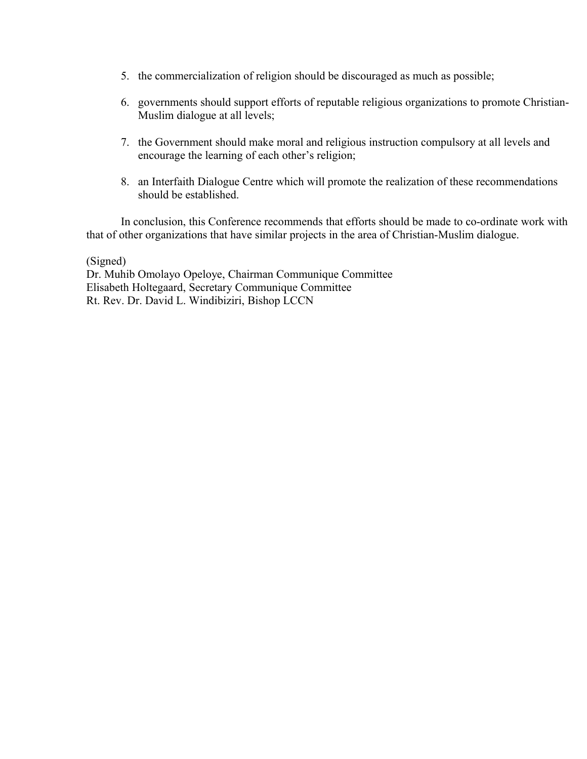5. the commercialization of religion should be discouraged as much as possible;

6. governments should support efforts of reputable religious organizations to promote Christian-Muslim dialogue at all levels;

7. the Government should make moral and religious instruction compulsory at all levels and encourage the learning of each other's religion;

8. an Interfaith Dialogue Centre which will promote the realization of these recommendations should be established.

In conclusion, this Conference recommends that efforts should be made to co-ordinate work with that of other organizations that have similar projects in the area of Christian-Muslim dialogue.

(Signed)
Dr. Muhib Omolayo Opeloye, Chairman Communique Committee
Elisabeth Holtegaard, Secretary Communique Committee
Rt. Rev. Dr. David L. Windibiziri, Bishop LCCN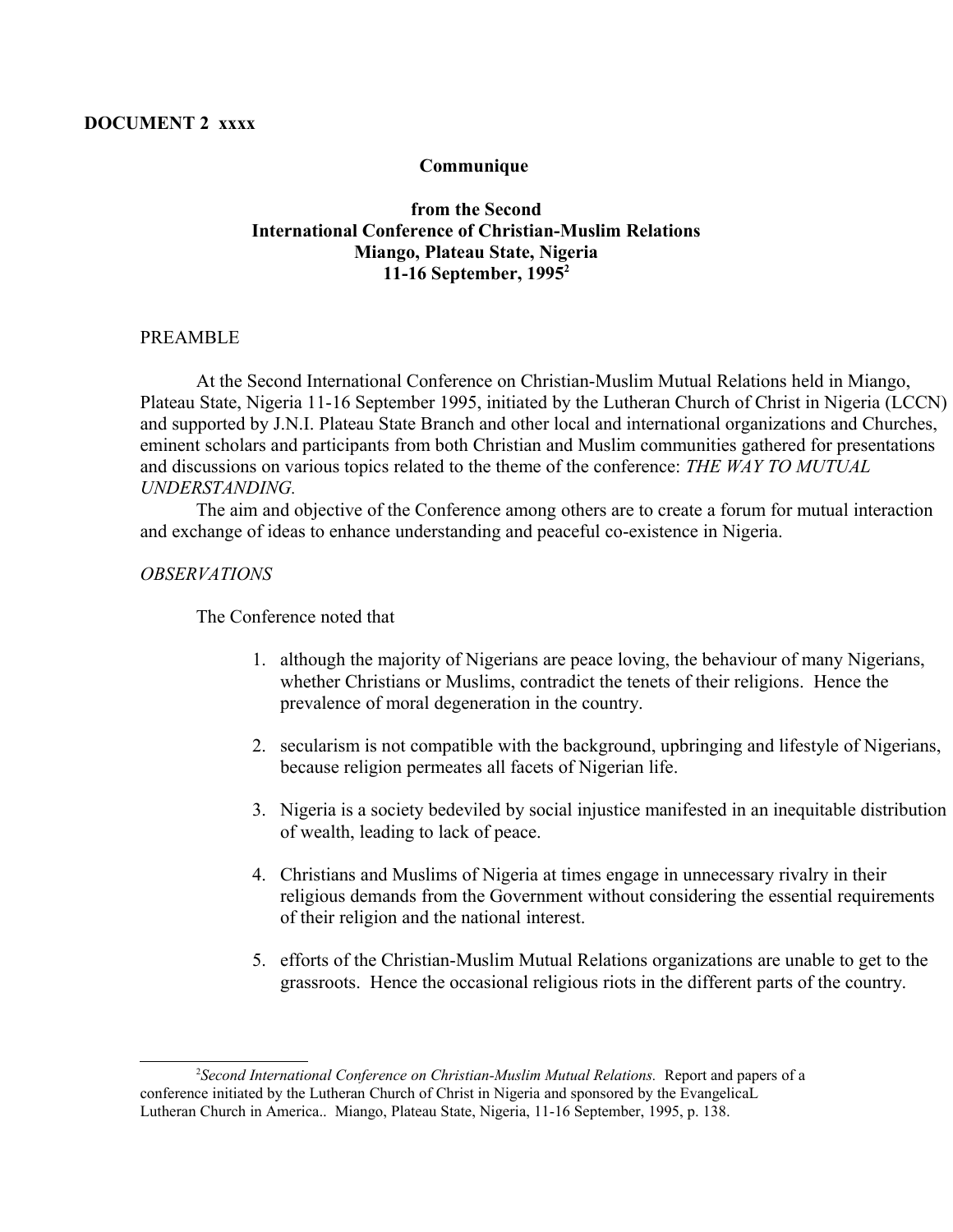**DOCUMENT 2 xxxx**

**Communique**

**from the Second International Conference of Christian-Muslim Relations Miango, Plateau State, Nigeria 11-16 September, 1995**[2]

PREAMBLE

At the Second International Conference on Christian-Muslim Mutual Relations held in Miango, Plateau State, Nigeria 11-16 September 1995, initiated by the Lutheran Church of Christ in Nigeria (LCCN) and supported by J.N.I. Plateau State Branch and other local and international organizations and Churches, eminent scholars and participants from both Christian and Muslim communities gathered for presentations and discussions on various topics related to the theme of the conference: *THE WAY TO MUTUAL UNDERSTANDING.*

The aim and objective of the Conference among others are to create a forum for mutual interaction and exchange of ideas to enhance understanding and peaceful co-existence in Nigeria.

*OBSERVATIONS*

The Conference noted that

1. although the majority of Nigerians are peace loving, the behaviour of many Nigerians, whether Christians or Muslims, contradict the tenets of their religions. Hence the prevalence of moral degeneration in the country.
2. secularism is not compatible with the background, upbringing and lifestyle of Nigerians, because religion permeates all facets of Nigerian life.
3. Nigeria is a society bedeviled by social injustice manifested in an inequitable distribution of wealth, leading to lack of peace.
4. Christians and Muslims of Nigeria at times engage in unnecessary rivalry in their religious demands from the Government without considering the essential requirements of their religion and the national interest.
5. efforts of the Christian-Muslim Mutual Relations organizations are unable to get to the grassroots. Hence the occasional religious riots in the different parts of the country.

---

[2] *Second International Conference on Christian-Muslim Mutual Relations.* Report and papers of a conference initiated by the Lutheran Church of Christ in Nigeria and sponsored by the EvangelicaL Lutheran Church in America.. Miango, Plateau State, Nigeria, 11-16 September, 1995, p. 138.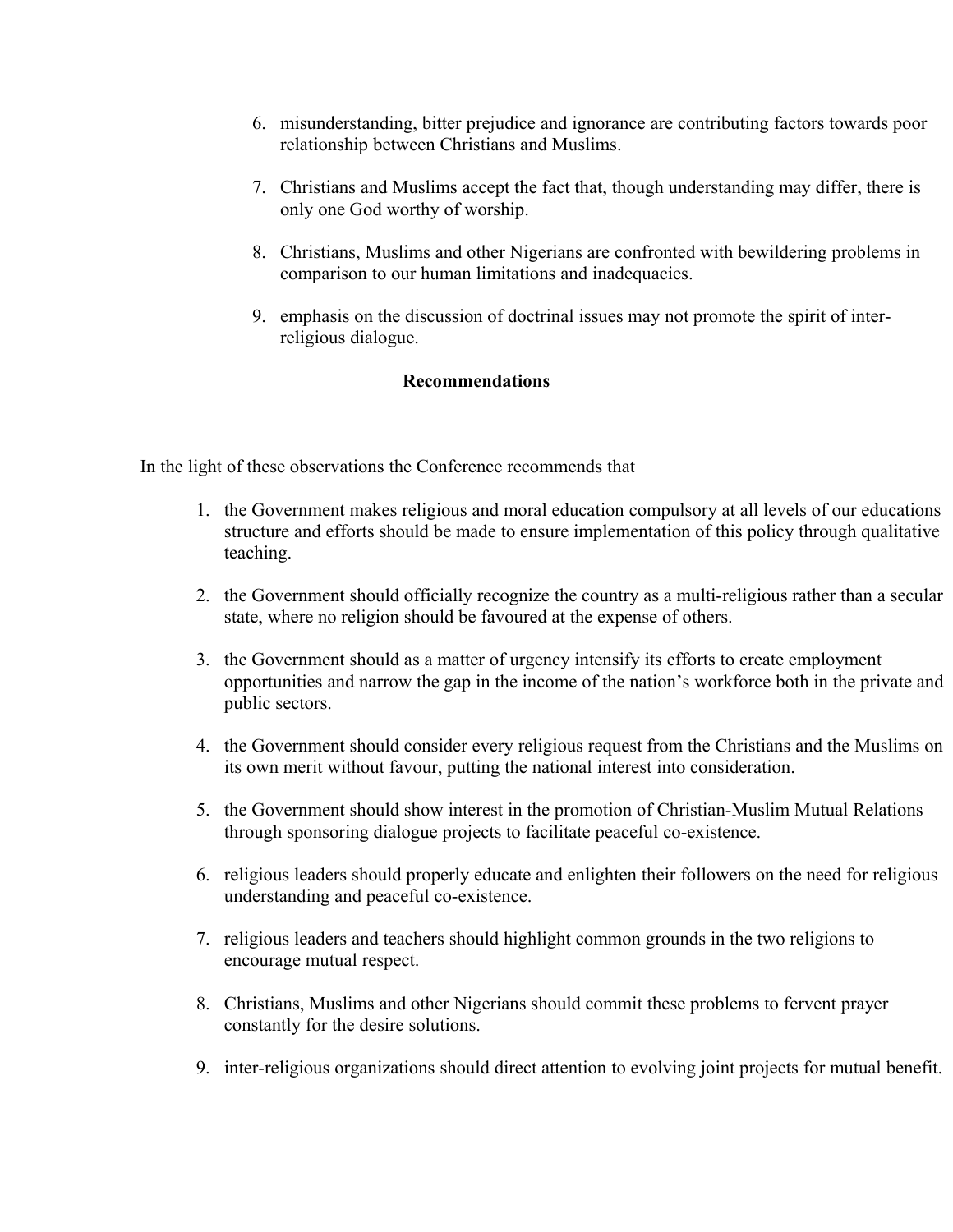6. misunderstanding, bitter prejudice and ignorance are contributing factors towards poor relationship between Christians and Muslims.

7. Christians and Muslims accept the fact that, though understanding may differ, there is only one God worthy of worship.

8. Christians, Muslims and other Nigerians are confronted with bewildering problems in comparison to our human limitations and inadequacies.

9. emphasis on the discussion of doctrinal issues may not promote the spirit of inter-religious dialogue.

**Recommendations**

In the light of these observations the Conference recommends that

1. the Government makes religious and moral education compulsory at all levels of our educations structure and efforts should be made to ensure implementation of this policy through qualitative teaching.

2. the Government should officially recognize the country as a multi-religious rather than a secular state, where no religion should be favoured at the expense of others.

3. the Government should as a matter of urgency intensify its efforts to create employment opportunities and narrow the gap in the income of the nation's workforce both in the private and public sectors.

4. the Government should consider every religious request from the Christians and the Muslims on its own merit without favour, putting the national interest into consideration.

5. the Government should show interest in the promotion of Christian-Muslim Mutual Relations through sponsoring dialogue projects to facilitate peaceful co-existence.

6. religious leaders should properly educate and enlighten their followers on the need for religious understanding and peaceful co-existence.

7. religious leaders and teachers should highlight common grounds in the two religions to encourage mutual respect.

8. Christians, Muslims and other Nigerians should commit these problems to fervent prayer constantly for the desire solutions.

9. inter-religious organizations should direct attention to evolving joint projects for mutual benefit.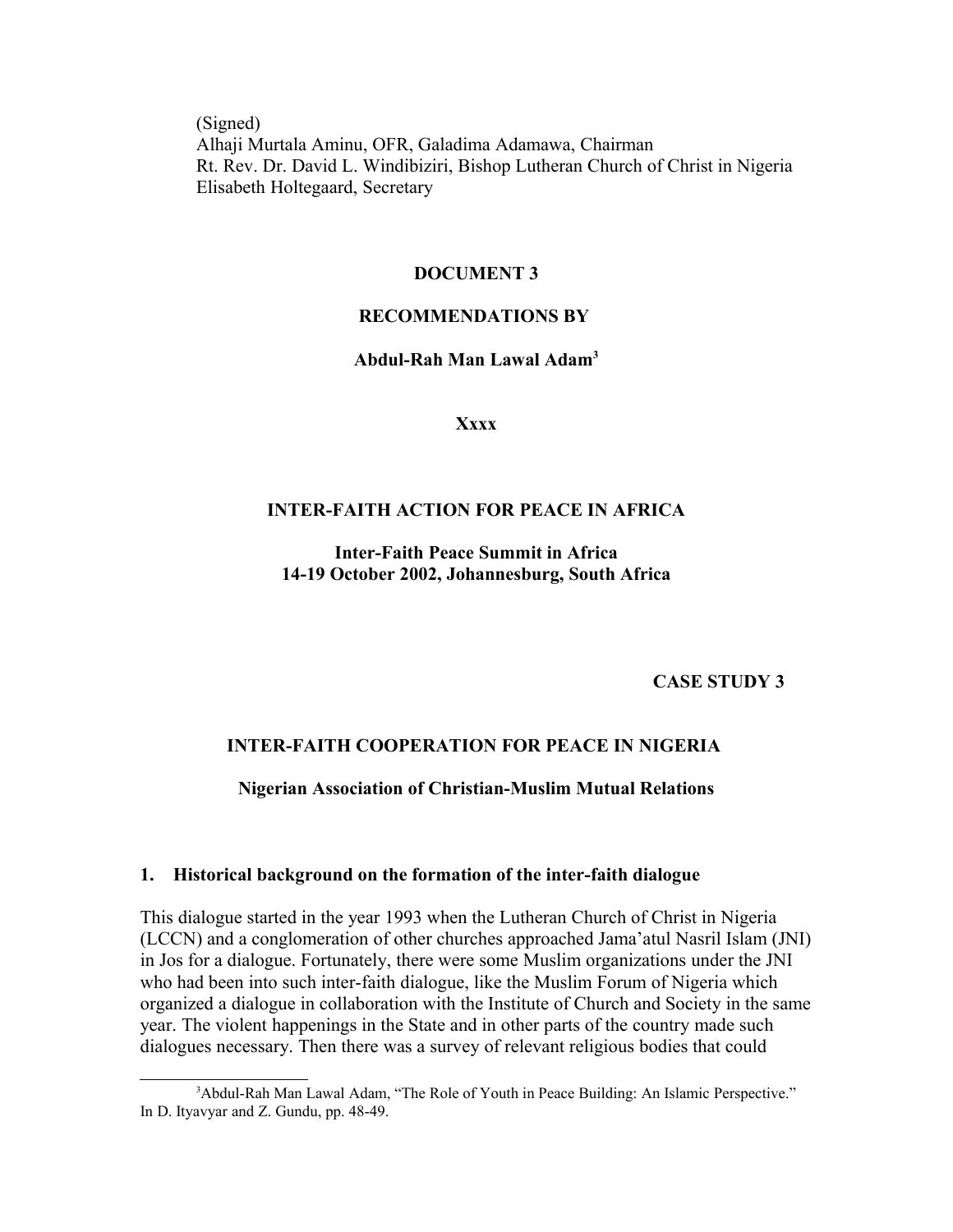(Signed)
Alhaji Murtala Aminu, OFR, Galadima Adamawa, Chairman
Rt. Rev. Dr. David L. Windibiziri, Bishop Lutheran Church of Christ in Nigeria
Elisabeth Holtegaard, Secretary

**DOCUMENT 3**

**RECOMMENDATIONS BY**

**Abdul-Rah Man Lawal Adam[3]**

**Xxxx**

**INTER-FAITH ACTION FOR PEACE IN AFRICA**

**Inter-Faith Peace Summit in Africa**
**14-19 October 2002, Johannesburg, South Africa**

**CASE STUDY 3**

**INTER-FAITH COOPERATION FOR PEACE IN NIGERIA**

**Nigerian Association of Christian-Muslim Mutual Relations**

## 1. Historical background on the formation of the inter-faith dialogue

This dialogue started in the year 1993 when the Lutheran Church of Christ in Nigeria (LCCN) and a conglomeration of other churches approached Jama'atul Nasril Islam (JNI) in Jos for a dialogue. Fortunately, there were some Muslim organizations under the JNI who had been into such inter-faith dialogue, like the Muslim Forum of Nigeria which organized a dialogue in collaboration with the Institute of Church and Society in the same year. The violent happenings in the State and in other parts of the country made such dialogues necessary. Then there was a survey of relevant religious bodies that could

[3] Abdul-Rah Man Lawal Adam, "The Role of Youth in Peace Building: An Islamic Perspective." In D. Ityavyar and Z. Gundu, pp. 48-49.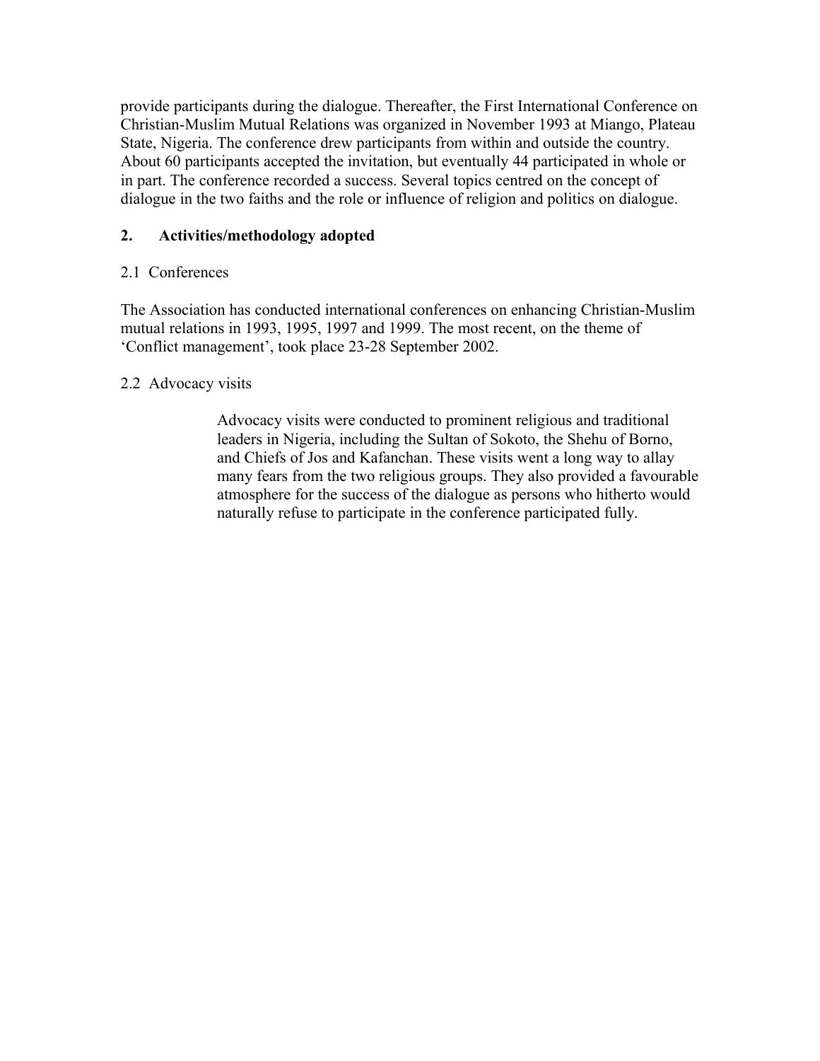provide participants during the dialogue. Thereafter, the First International Conference on Christian-Muslim Mutual Relations was organized in November 1993 at Miango, Plateau State, Nigeria. The conference drew participants from within and outside the country. About 60 participants accepted the invitation, but eventually 44 participated in whole or in part. The conference recorded a success. Several topics centred on the concept of dialogue in the two faiths and the role or influence of religion and politics on dialogue.

## 2. Activities/methodology adopted

### 2.1 Conferences

The Association has conducted international conferences on enhancing Christian-Muslim mutual relations in 1993, 1995, 1997 and 1999. The most recent, on the theme of 'Conflict management', took place 23-28 September 2002.

### 2.2 Advocacy visits

Advocacy visits were conducted to prominent religious and traditional leaders in Nigeria, including the Sultan of Sokoto, the Shehu of Borno, and Chiefs of Jos and Kafanchan. These visits went a long way to allay many fears from the two religious groups. They also provided a favourable atmosphere for the success of the dialogue as persons who hitherto would naturally refuse to participate in the conference participated fully.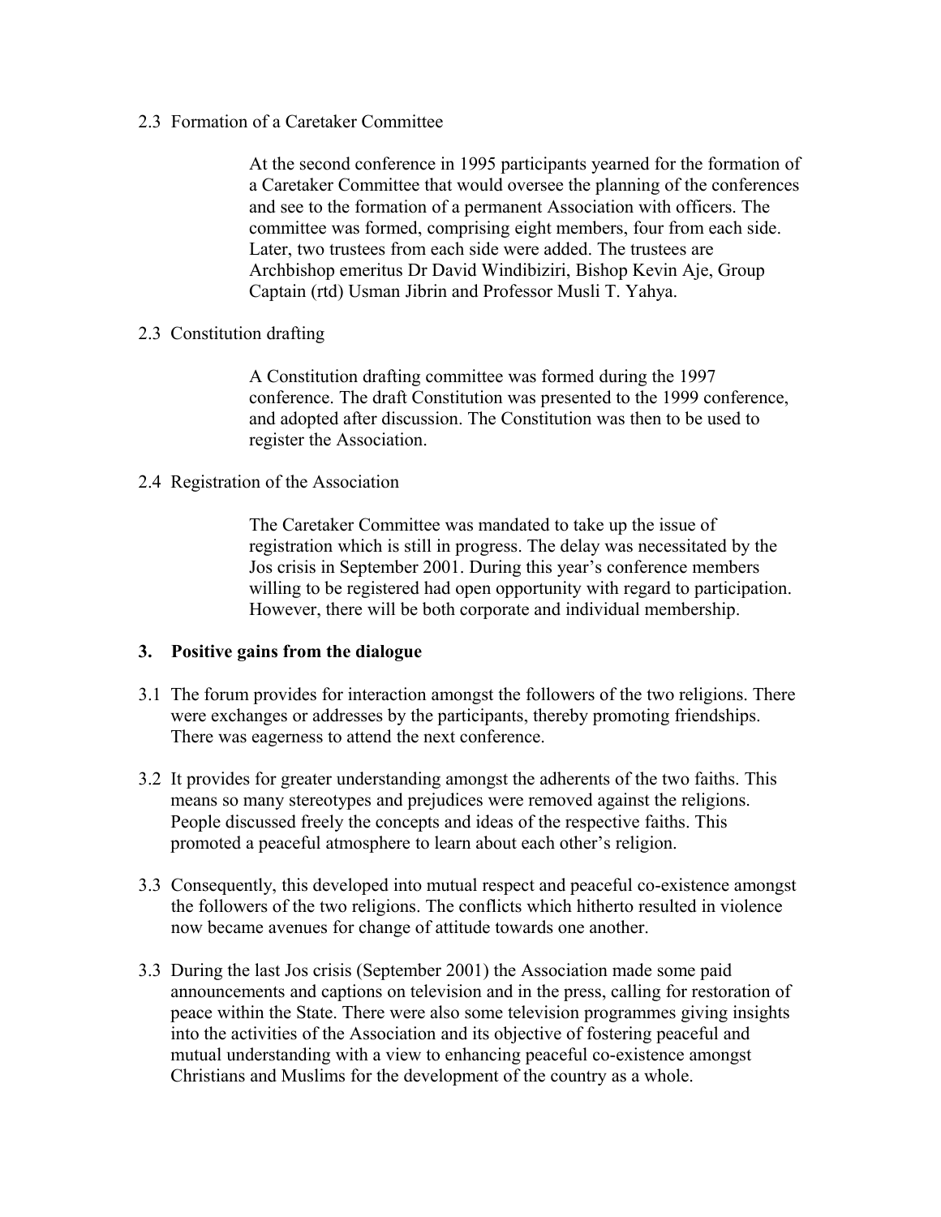### 2.3 Formation of a Caretaker Committee

At the second conference in 1995 participants yearned for the formation of a Caretaker Committee that would oversee the planning of the conferences and see to the formation of a permanent Association with officers. The committee was formed, comprising eight members, four from each side. Later, two trustees from each side were added. The trustees are Archbishop emeritus Dr David Windibiziri, Bishop Kevin Aje, Group Captain (rtd) Usman Jibrin and Professor Musli T. Yahya.

### 2.3 Constitution drafting

A Constitution drafting committee was formed during the 1997 conference. The draft Constitution was presented to the 1999 conference, and adopted after discussion. The Constitution was then to be used to register the Association.

### 2.4 Registration of the Association

The Caretaker Committee was mandated to take up the issue of registration which is still in progress. The delay was necessitated by the Jos crisis in September 2001. During this year's conference members willing to be registered had open opportunity with regard to participation. However, there will be both corporate and individual membership.

## 3. Positive gains from the dialogue

3.1 The forum provides for interaction amongst the followers of the two religions. There were exchanges or addresses by the participants, thereby promoting friendships. There was eagerness to attend the next conference.

3.2 It provides for greater understanding amongst the adherents of the two faiths. This means so many stereotypes and prejudices were removed against the religions. People discussed freely the concepts and ideas of the respective faiths. This promoted a peaceful atmosphere to learn about each other's religion.

3.3 Consequently, this developed into mutual respect and peaceful co-existence amongst the followers of the two religions. The conflicts which hitherto resulted in violence now became avenues for change of attitude towards one another.

3.3 During the last Jos crisis (September 2001) the Association made some paid announcements and captions on television and in the press, calling for restoration of peace within the State. There were also some television programmes giving insights into the activities of the Association and its objective of fostering peaceful and mutual understanding with a view to enhancing peaceful co-existence amongst Christians and Muslims for the development of the country as a whole.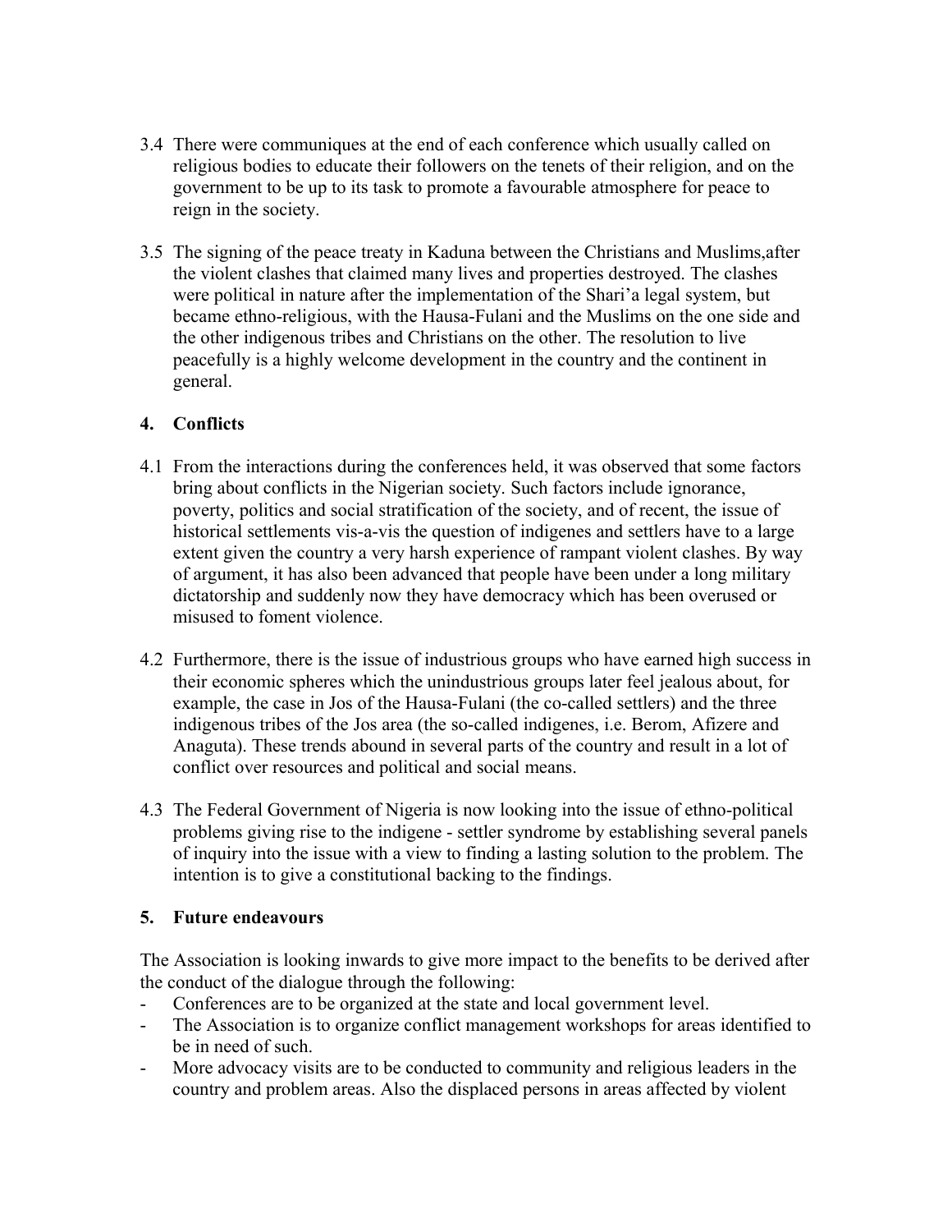3.4 There were communiques at the end of each conference which usually called on religious bodies to educate their followers on the tenets of their religion, and on the government to be up to its task to promote a favourable atmosphere for peace to reign in the society.

3.5 The signing of the peace treaty in Kaduna between the Christians and Muslims,after the violent clashes that claimed many lives and properties destroyed. The clashes were political in nature after the implementation of the Shari'a legal system, but became ethno-religious, with the Hausa-Fulani and the Muslims on the one side and the other indigenous tribes and Christians on the other. The resolution to live peacefully is a highly welcome development in the country and the continent in general.

## 4. Conflicts

4.1 From the interactions during the conferences held, it was observed that some factors bring about conflicts in the Nigerian society. Such factors include ignorance, poverty, politics and social stratification of the society, and of recent, the issue of historical settlements vis-a-vis the question of indigenes and settlers have to a large extent given the country a very harsh experience of rampant violent clashes. By way of argument, it has also been advanced that people have been under a long military dictatorship and suddenly now they have democracy which has been overused or misused to foment violence.

4.2 Furthermore, there is the issue of industrious groups who have earned high success in their economic spheres which the unindustrious groups later feel jealous about, for example, the case in Jos of the Hausa-Fulani (the co-called settlers) and the three indigenous tribes of the Jos area (the so-called indigenes, i.e. Berom, Afizere and Anaguta). These trends abound in several parts of the country and result in a lot of conflict over resources and political and social means.

4.3 The Federal Government of Nigeria is now looking into the issue of ethno-political problems giving rise to the indigene - settler syndrome by establishing several panels of inquiry into the issue with a view to finding a lasting solution to the problem. The intention is to give a constitutional backing to the findings.

## 5. Future endeavours

The Association is looking inwards to give more impact to the benefits to be derived after the conduct of the dialogue through the following:

- Conferences are to be organized at the state and local government level.
- The Association is to organize conflict management workshops for areas identified to be in need of such.
- More advocacy visits are to be conducted to community and religious leaders in the country and problem areas. Also the displaced persons in areas affected by violent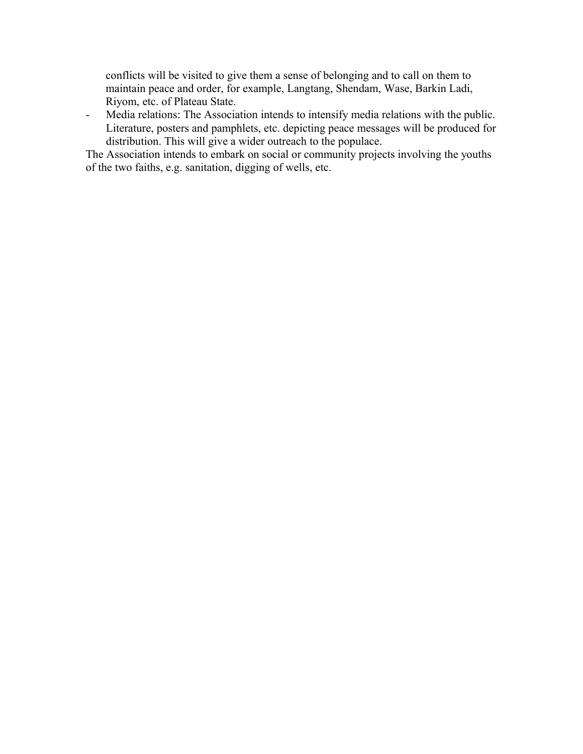conflicts will be visited to give them a sense of belonging and to call on them to maintain peace and order, for example, Langtang, Shendam, Wase, Barkin Ladi, Riyom, etc. of Plateau State.

- Media relations: The Association intends to intensify media relations with the public. Literature, posters and pamphlets, etc. depicting peace messages will be produced for distribution. This will give a wider outreach to the populace.

The Association intends to embark on social or community projects involving the youths of the two faiths, e.g. sanitation, digging of wells, etc.